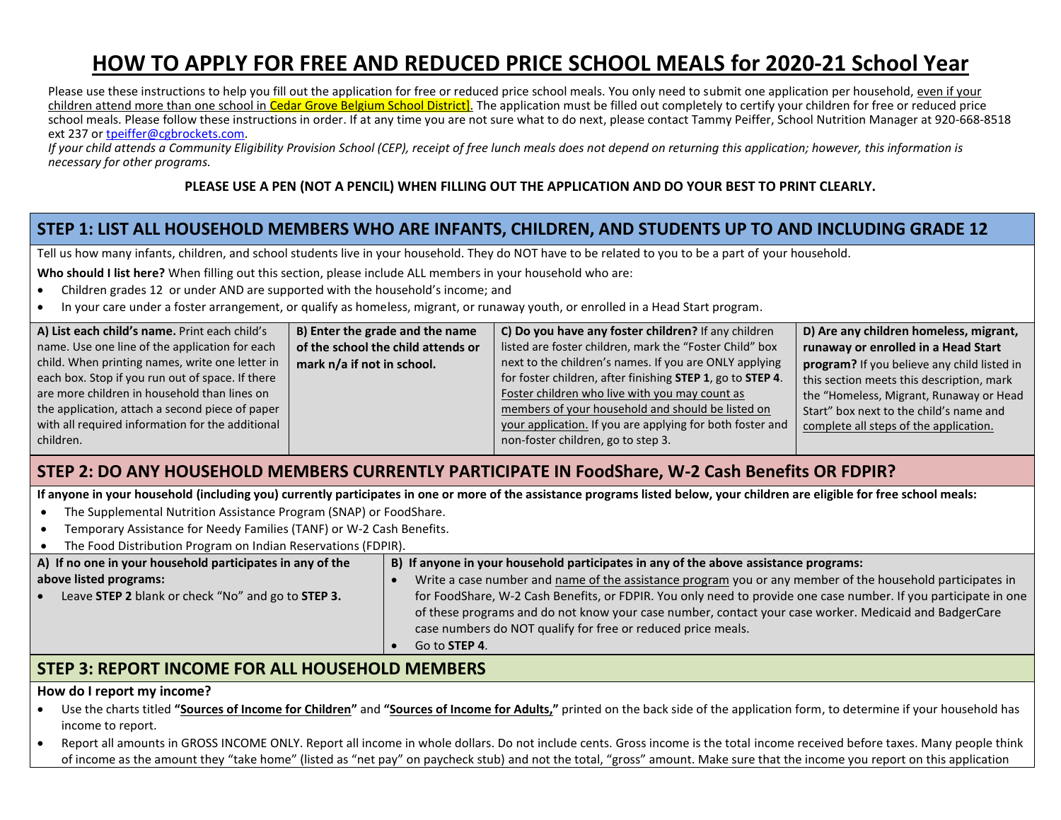# HOW TO APPLY FOR FREE AND REDUCED PRICE SCHOOL MEALS for 2020-21 School Year

Please use these instructions to help you fill out the application for free or reduced price school meals. You only need to submit one application per household, even if your children attend more than one school in Cedar Grove Belgium School District]. The application must be filled out completely to certify your children for free or reduced price school meals. Please follow these instructions in order. If at any time you are not sure what to do next, please contact Tammy Peiffer, School Nutrition Manager at 920-668-8518 ext 237 or tpeiffer@cgbrockets.com.

*If your child attends a Community Eligibility Provision School (CEP), receipt of free lunch meals does not depend on returning this application; however, this information is necessary for other programs.*

**PLEASE USE A PEN (NOT A PENCIL) WHEN FILLING OUT THE APPLICATION AND DO YOUR BEST TO PRINT CLEARLY.**

## STEP 1: LIST ALL HOUSEHOLD MEMBERS WHO ARE INFANTS, CHILDREN, AND STUDENTS UP TO AND INCLUDING GRADE 12

Tell us how many infants, children, and school students live in your household. They do NOT have to be related to you to be a part of your household.

**Who should I list here?** When filling out this section, please include ALL members in your household who are:

- Children grades 12 or under AND are supported with the household's income; and
- In your care under a foster arrangement, or qualify as homeless, migrant, or runaway youth, or enrolled in a Head Start program.

| **A) List each child's name.** Print each child's name. Use one line of the application for each child. When printing names, write one letter in each box. Stop if you run out of space. If there are more children in household than lines on the application, attach a second piece of paper with all required information for the additional children. | **B) Enter the grade and the name of the school the child attends or mark n/a if not in school.** | **C) Do you have any foster children?** If any children listed are foster children, mark the "Foster Child" box next to the children's names. If you are ONLY applying for foster children, after finishing **STEP 1**, go to **STEP 4**. Foster children who live with you may count as members of your household and should be listed on your application. If you are applying for both foster and non-foster children, go to step 3. | **D) Are any children homeless, migrant, runaway or enrolled in a Head Start program?** If you believe any child listed in this section meets this description, mark the "Homeless, Migrant, Runaway or Head Start" box next to the child's name and complete all steps of the application. |
|---|---|---|---|

## STEP 2: DO ANY HOUSEHOLD MEMBERS CURRENTLY PARTICIPATE IN FoodShare, W-2 Cash Benefits OR FDPIR?

**If anyone in your household (including you) currently participates in one or more of the assistance programs listed below, your children are eligible for free school meals:**

- The Supplemental Nutrition Assistance Program (SNAP) or FoodShare.
- Temporary Assistance for Needy Families (TANF) or W-2 Cash Benefits.
- The Food Distribution Program on Indian Reservations (FDPIR).

| **A) If no one in your household participates in any of the above listed programs:** | **B) If anyone in your household participates in any of the above assistance programs:** |
|---|---|
| • Leave **STEP 2** blank or check "No" and go to **STEP 3.** | • Write a case number and name of the assistance program you or any member of the household participates in for FoodShare, W-2 Cash Benefits, or FDPIR. You only need to provide one case number. If you participate in one of these programs and do not know your case number, contact your case worker. Medicaid and BadgerCare case numbers do NOT qualify for free or reduced price meals. <br> • Go to **STEP 4**. |

## STEP 3: REPORT INCOME FOR ALL HOUSEHOLD MEMBERS

**How do I report my income?**

- Use the charts titled **"Sources of Income for Children"** and **"Sources of Income for Adults,"** printed on the back side of the application form, to determine if your household has income to report.
- Report all amounts in GROSS INCOME ONLY. Report all income in whole dollars. Do not include cents. Gross income is the total income received before taxes. Many people think of income as the amount they "take home" (listed as "net pay" on paycheck stub) and not the total, "gross" amount. Make sure that the income you report on this application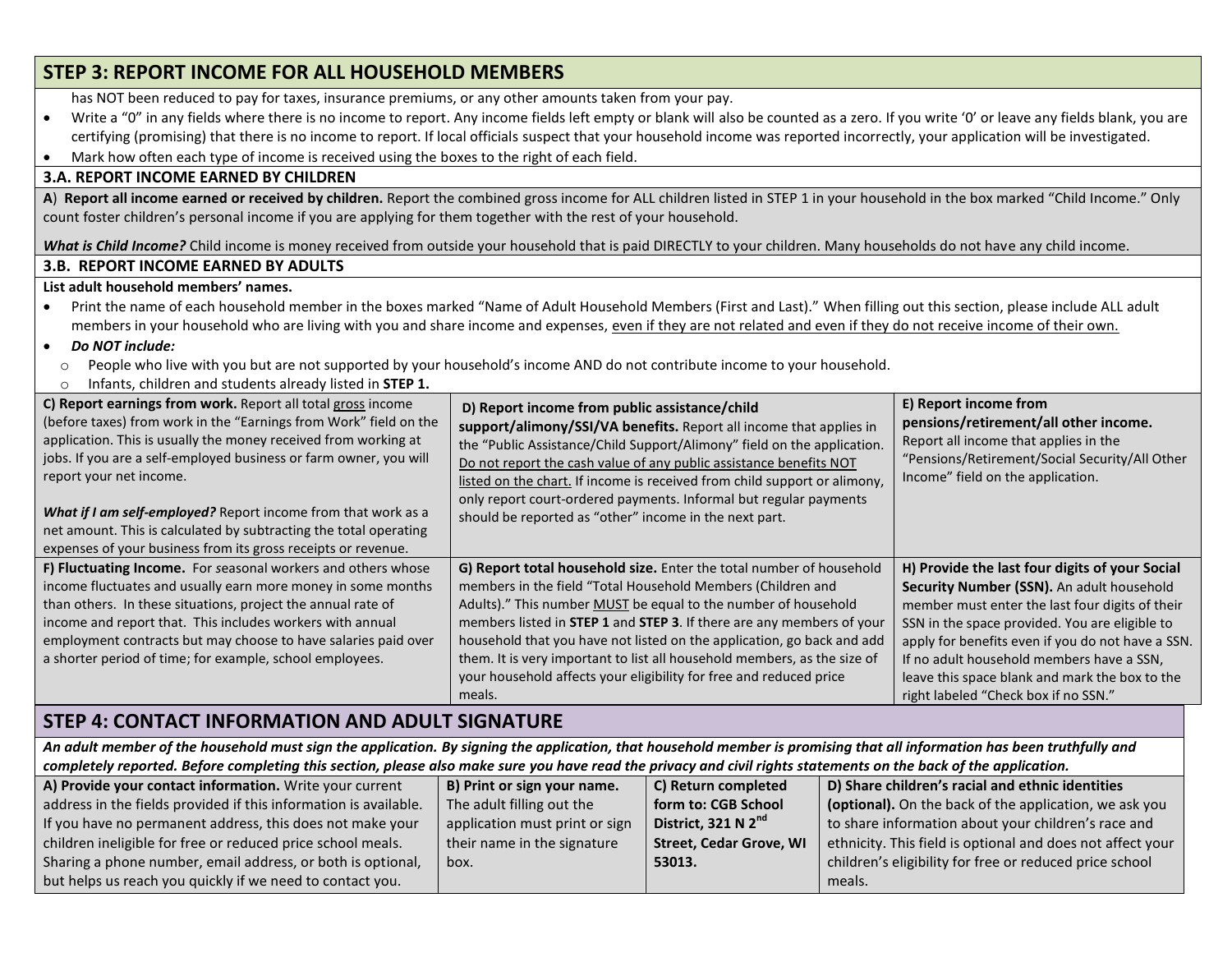## STEP 3: REPORT INCOME FOR ALL HOUSEHOLD MEMBERS

has NOT been reduced to pay for taxes, insurance premiums, or any other amounts taken from your pay.

- Write a "0" in any fields where there is no income to report. Any income fields left empty or blank will also be counted as a zero. If you write '0' or leave any fields blank, you are certifying (promising) that there is no income to report. If local officials suspect that your household income was reported incorrectly, your application will be investigated.
- Mark how often each type of income is received using the boxes to the right of each field.

### 3.A. REPORT INCOME EARNED BY CHILDREN

**A**) **Report all income earned or received by children.** Report the combined gross income for ALL children listed in STEP 1 in your household in the box marked "Child Income." Only count foster children's personal income if you are applying for them together with the rest of your household.

***What is Child Income?*** Child income is money received from outside your household that is paid DIRECTLY to your children. Many households do not have any child income.

### 3.B. REPORT INCOME EARNED BY ADULTS

**List adult household members' names.**

- Print the name of each household member in the boxes marked "Name of Adult Household Members (First and Last)." When filling out this section, please include ALL adult members in your household who are living with you and share income and expenses, even if they are not related and even if they do not receive income of their own.
- ***Do NOT include:***
  - People who live with you but are not supported by your household's income AND do not contribute income to your household.
  - Infants, children and students already listed in **STEP 1.**

| | | |
|---|---|---|
| **C) Report earnings from work.** Report all total gross income (before taxes) from work in the "Earnings from Work" field on the application. This is usually the money received from working at jobs. If you are a self-employed business or farm owner, you will report your net income.<br><br>***What if I am self-employed?*** Report income from that work as a net amount. This is calculated by subtracting the total operating expenses of your business from its gross receipts or revenue. | **D) Report income from public assistance/child support/alimony/SSI/VA benefits.** Report all income that applies in the "Public Assistance/Child Support/Alimony" field on the application. Do not report the cash value of any public assistance benefits NOT listed on the chart. If income is received from child support or alimony, only report court-ordered payments. Informal but regular payments should be reported as "other" income in the next part. | **E) Report income from pensions/retirement/all other income.** Report all income that applies in the "Pensions/Retirement/Social Security/All Other Income" field on the application. |
| **F) Fluctuating Income.** For seasonal workers and others whose income fluctuates and usually earn more money in some months than others. In these situations, project the annual rate of income and report that. This includes workers with annual employment contracts but may choose to have salaries paid over a shorter period of time; for example, school employees. | **G) Report total household size.** Enter the total number of household members in the field "Total Household Members (Children and Adults)." This number MUST be equal to the number of household members listed in **STEP 1** and **STEP 3**. If there are any members of your household that you have not listed on the application, go back and add them. It is very important to list all household members, as the size of your household affects your eligibility for free and reduced price meals. | **H) Provide the last four digits of your Social Security Number (SSN).** An adult household member must enter the last four digits of their SSN in the space provided. You are eligible to apply for benefits even if you do not have a SSN. If no adult household members have a SSN, leave this space blank and mark the box to the right labeled "Check box if no SSN." |

## STEP 4: CONTACT INFORMATION AND ADULT SIGNATURE

***An adult member of the household must sign the application. By signing the application, that household member is promising that all information has been truthfully and completely reported. Before completing this section, please also make sure you have read the privacy and civil rights statements on the back of the application.***

| | | | |
|---|---|---|---|
| **A) Provide your contact information.** Write your current address in the fields provided if this information is available. If you have no permanent address, this does not make your children ineligible for free or reduced price school meals. Sharing a phone number, email address, or both is optional, but helps us reach you quickly if we need to contact you. | **B) Print or sign your name.** The adult filling out the application must print or sign their name in the signature box. | **C) Return completed form to: CGB School District, 321 N 2nd Street, Cedar Grove, WI 53013.** | **D) Share children's racial and ethnic identities (optional).** On the back of the application, we ask you to share information about your children's race and ethnicity. This field is optional and does not affect your children's eligibility for free or reduced price school meals. |